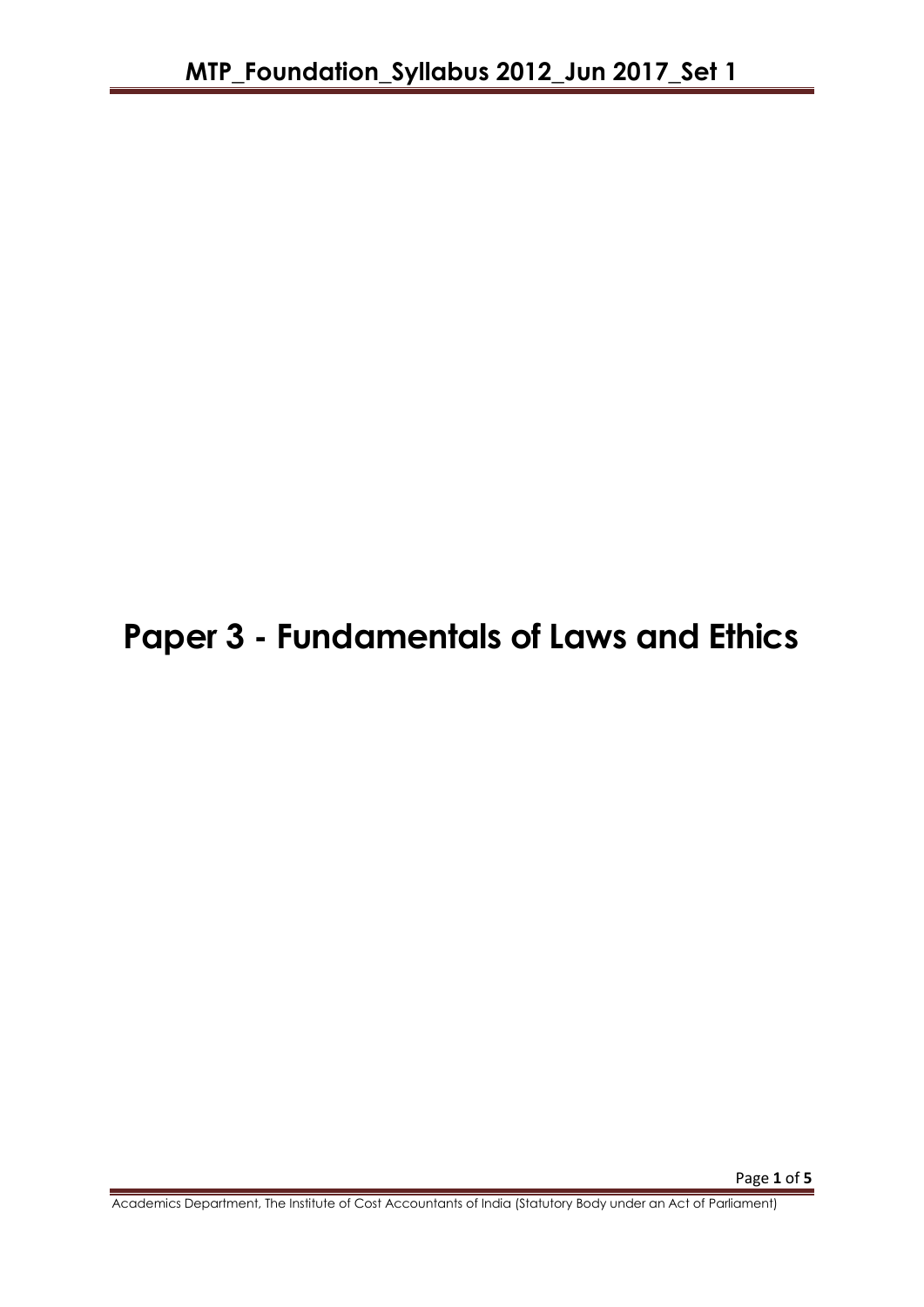# Paper 3 - Fundamentals of Laws and Ethics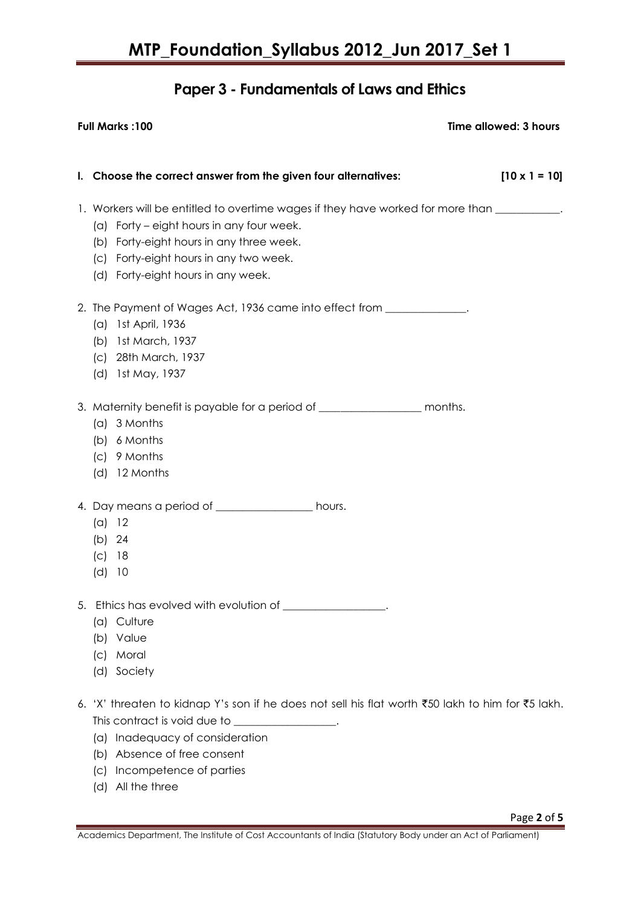## Paper 3 - Fundamentals of Laws and Ethics

**Full Marks :100** **Time allowed: 3 hours**

**I. Choose the correct answer from the given four alternatives: [10 x 1 = 10]**

1. Workers will be entitled to overtime wages if they have worked for more than ____________.
   (a) Forty – eight hours in any four week.
   (b) Forty-eight hours in any three week.
   (c) Forty-eight hours in any two week.
   (d) Forty-eight hours in any week.

2. The Payment of Wages Act, 1936 came into effect from _______________.
   (a) 1st April, 1936
   (b) 1st March, 1937
   (c) 28th March, 1937
   (d) 1st May, 1937

3. Maternity benefit is payable for a period of ___________________ months.
   (a) 3 Months
   (b) 6 Months
   (c) 9 Months
   (d) 12 Months

4. Day means a period of __________________ hours.
   (a) 12
   (b) 24
   (c) 18
   (d) 10

5. Ethics has evolved with evolution of ___________________.
   (a) Culture
   (b) Value
   (c) Moral
   (d) Society

6. 'X' threaten to kidnap Y's son if he does not sell his flat worth ₹50 lakh to him for ₹5 lakh. This contract is void due to ___________________.
   (a) Inadequacy of consideration
   (b) Absence of free consent
   (c) Incompetence of parties
   (d) All the three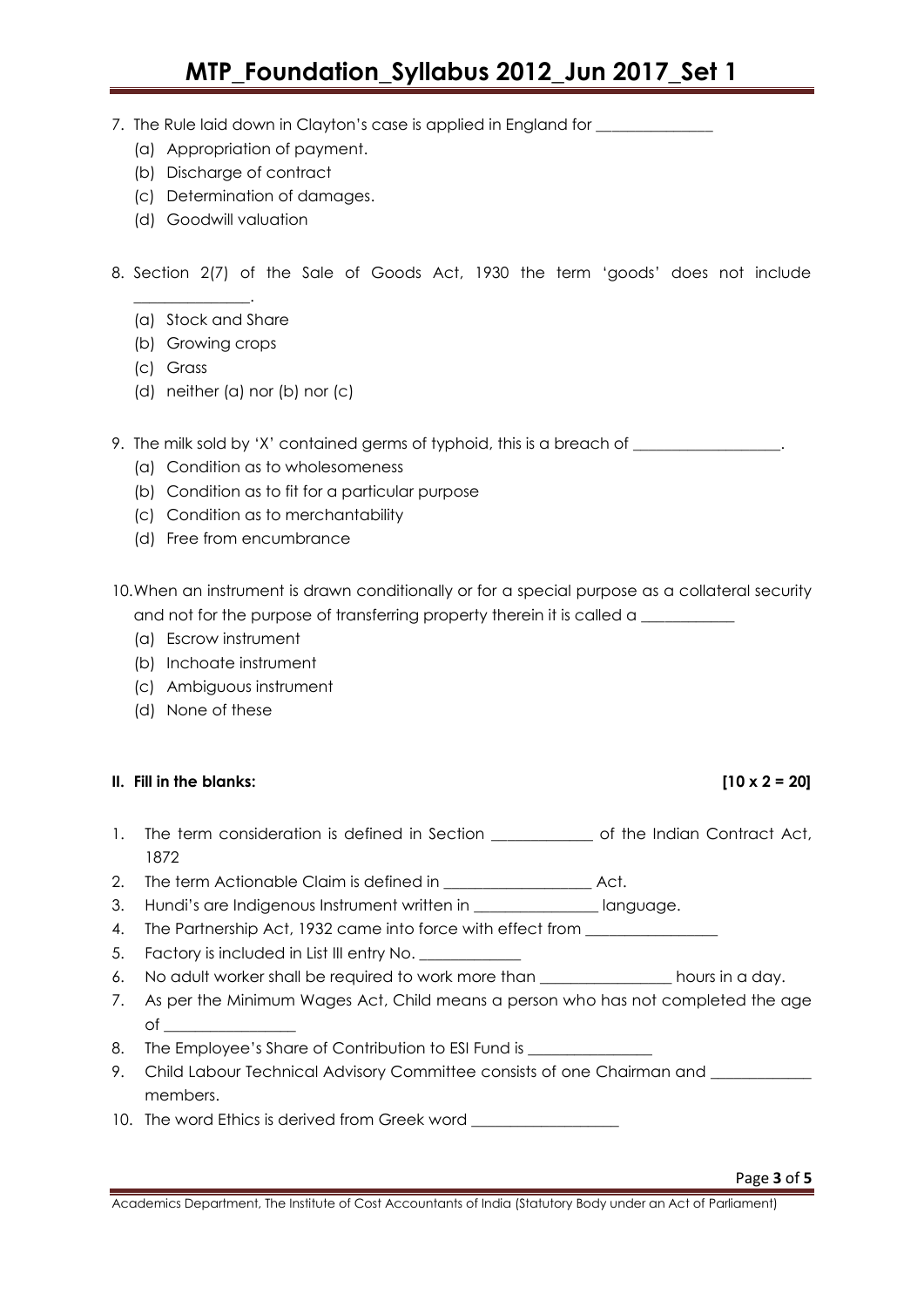7. The Rule laid down in Clayton's case is applied in England for _______________
   (a) Appropriation of payment.
   (b) Discharge of contract
   (c) Determination of damages.
   (d) Goodwill valuation

8. Section 2(7) of the Sale of Goods Act, 1930 the term 'goods' does not include _______________.
   (a) Stock and Share
   (b) Growing crops
   (c) Grass
   (d) neither (a) nor (b) nor (c)

9. The milk sold by 'X' contained germs of typhoid, this is a breach of ___________________.
   (a) Condition as to wholesomeness
   (b) Condition as to fit for a particular purpose
   (c) Condition as to merchantability
   (d) Free from encumbrance

10. When an instrument is drawn conditionally or for a special purpose as a collateral security and not for the purpose of transferring property therein it is called a ____________
    (a) Escrow instrument
    (b) Inchoate instrument
    (c) Ambiguous instrument
    (d) None of these

**II. Fill in the blanks:** **[10 x 2 = 20]**

1. The term consideration is defined in Section _____________ of the Indian Contract Act, 1872
2. The term Actionable Claim is defined in ___________________ Act.
3. Hundi's are Indigenous Instrument written in ________________ language.
4. The Partnership Act, 1932 came into force with effect from _________________
5. Factory is included in List III entry No. _____________
6. No adult worker shall be required to work more than _________________ hours in a day.
7. As per the Minimum Wages Act, Child means a person who has not completed the age of _________________
8. The Employee's Share of Contribution to ESI Fund is ________________
9. Child Labour Technical Advisory Committee consists of one Chairman and _____________ members.
10. The word Ethics is derived from Greek word ___________________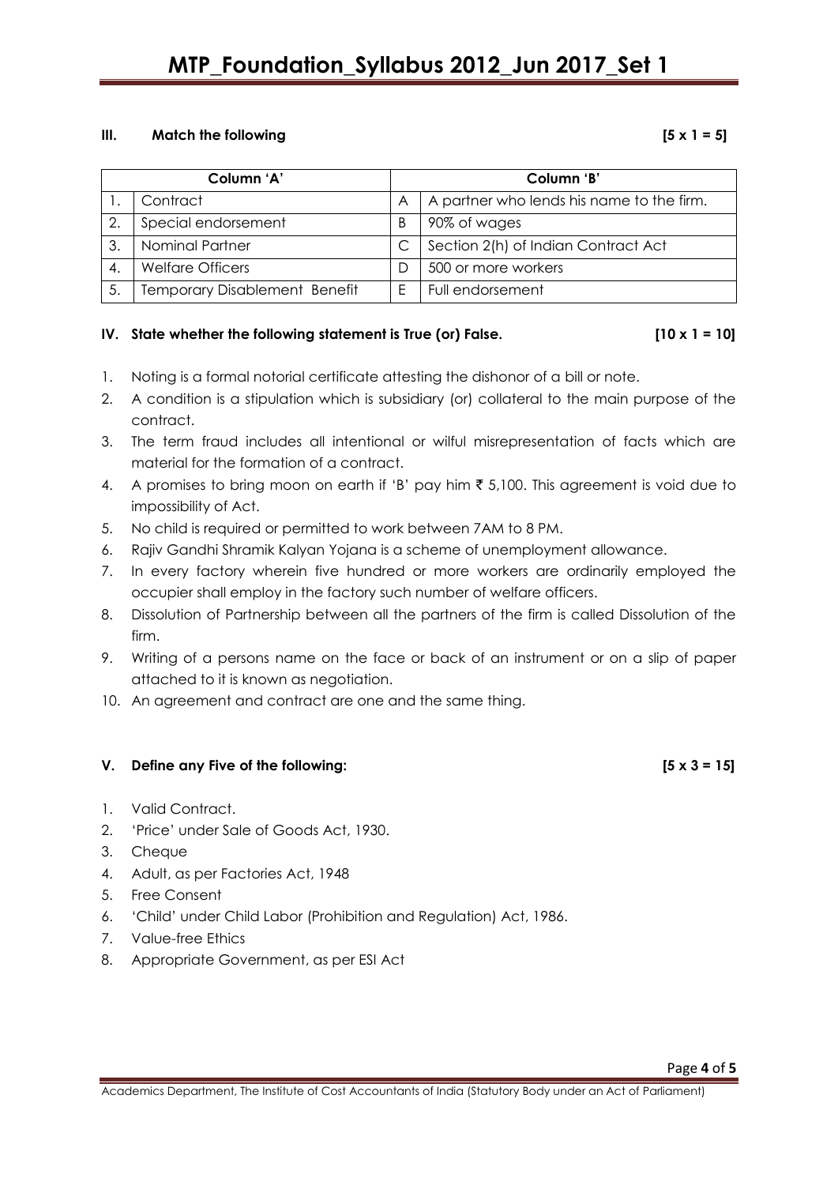**III. Match the following [5 x 1 = 5]**

| Column 'A' | | Column 'B' | |
|---|---|---|---|
| 1. | Contract | A | A partner who lends his name to the firm. |
| 2. | Special endorsement | B | 90% of wages |
| 3. | Nominal Partner | C | Section 2(h) of Indian Contract Act |
| 4. | Welfare Officers | D | 500 or more workers |
| 5. | Temporary Disablement Benefit | E | Full endorsement |

**IV. State whether the following statement is True (or) False. [10 x 1 = 10]**

1. Noting is a formal notorial certificate attesting the dishonor of a bill or note.
2. A condition is a stipulation which is subsidiary (or) collateral to the main purpose of the contract.
3. The term fraud includes all intentional or wilful misrepresentation of facts which are material for the formation of a contract.
4. A promises to bring moon on earth if 'B' pay him ₹ 5,100. This agreement is void due to impossibility of Act.
5. No child is required or permitted to work between 7AM to 8 PM.
6. Rajiv Gandhi Shramik Kalyan Yojana is a scheme of unemployment allowance.
7. In every factory wherein five hundred or more workers are ordinarily employed the occupier shall employ in the factory such number of welfare officers.
8. Dissolution of Partnership between all the partners of the firm is called Dissolution of the firm.
9. Writing of a persons name on the face or back of an instrument or on a slip of paper attached to it is known as negotiation.
10. An agreement and contract are one and the same thing.

**V. Define any Five of the following: [5 x 3 = 15]**

1. Valid Contract.
2. 'Price' under Sale of Goods Act, 1930.
3. Cheque
4. Adult, as per Factories Act, 1948
5. Free Consent
6. 'Child' under Child Labor (Prohibition and Regulation) Act, 1986.
7. Value-free Ethics
8. Appropriate Government, as per ESI Act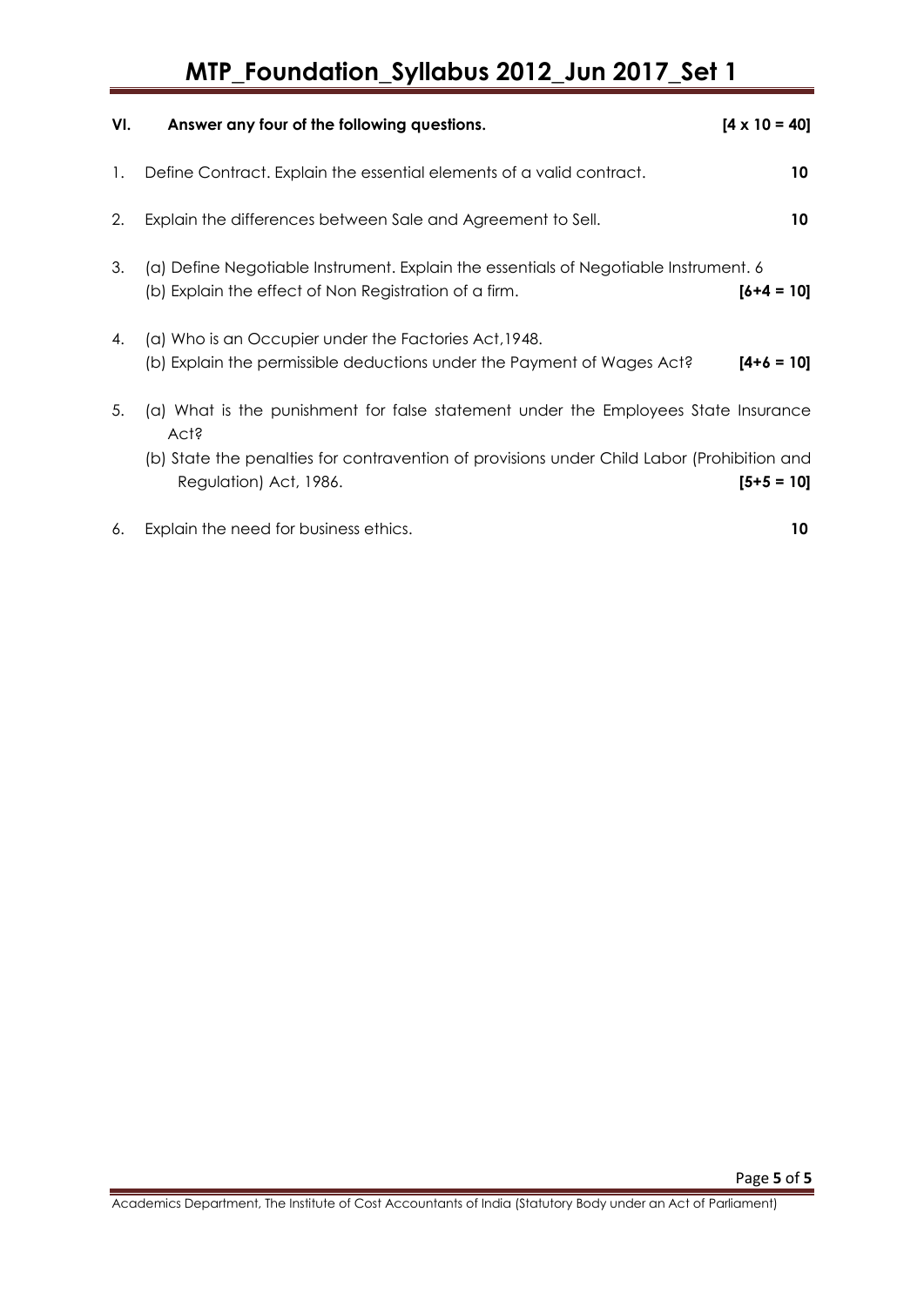**VI. Answer any four of the following questions. [4 x 10 = 40]**

1. Define Contract. Explain the essential elements of a valid contract. **10**

2. Explain the differences between Sale and Agreement to Sell. **10**

3. (a) Define Negotiable Instrument. Explain the essentials of Negotiable Instrument. 6
   (b) Explain the effect of Non Registration of a firm. **[6+4 = 10]**

4. (a) Who is an Occupier under the Factories Act,1948.
   (b) Explain the permissible deductions under the Payment of Wages Act? **[4+6 = 10]**

5. (a) What is the punishment for false statement under the Employees State Insurance Act?
   (b) State the penalties for contravention of provisions under Child Labor (Prohibition and Regulation) Act, 1986. **[5+5 = 10]**

6. Explain the need for business ethics. **10**